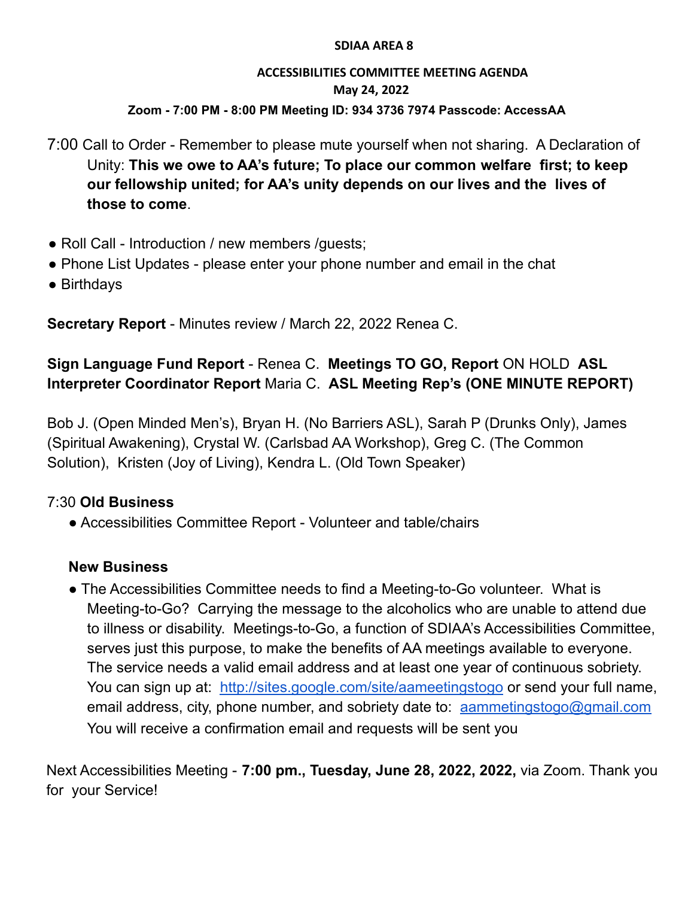**SDIAA AREA 8**

**ACCESSIBILITIES COMMITTEE MEETING AGENDA**
**May 24, 2022**
**Zoom - 7:00 PM - 8:00 PM Meeting ID: 934 3736 7974 Passcode: AccessAA**

7:00 Call to Order - Remember to please mute yourself when not sharing. A Declaration of Unity: **This we owe to AA's future; To place our common welfare first; to keep our fellowship united; for AA's unity depends on our lives and the lives of those to come**.

- Roll Call - Introduction / new members /guests;
- Phone List Updates - please enter your phone number and email in the chat
- Birthdays

**Secretary Report** - Minutes review / March 22, 2022 Renea C.

**Sign Language Fund Report** - Renea C. **Meetings TO GO, Report** ON HOLD **ASL Interpreter Coordinator Report** Maria C. **ASL Meeting Rep's (ONE MINUTE REPORT)**

Bob J. (Open Minded Men's), Bryan H. (No Barriers ASL), Sarah P (Drunks Only), James (Spiritual Awakening), Crystal W. (Carlsbad AA Workshop), Greg C. (The Common Solution), Kristen (Joy of Living), Kendra L. (Old Town Speaker)

7:30 **Old Business**

- Accessibilities Committee Report - Volunteer and table/chairs

**New Business**

- The Accessibilities Committee needs to find a Meeting-to-Go volunteer. What is Meeting-to-Go? Carrying the message to the alcoholics who are unable to attend due to illness or disability. Meetings-to-Go, a function of SDIAA's Accessibilities Committee, serves just this purpose, to make the benefits of AA meetings available to everyone. The service needs a valid email address and at least one year of continuous sobriety. You can sign up at: [http://sites.google.com/site/aameetingstogo](http://sites.google.com/site/aameetingstogo) or send your full name, email address, city, phone number, and sobriety date to: [aammetingstogo@gmail.com](mailto:aammetingstogo@gmail.com) You will receive a confirmation email and requests will be sent you

Next Accessibilities Meeting - **7:00 pm., Tuesday, June 28, 2022, 2022,** via Zoom. Thank you for your Service!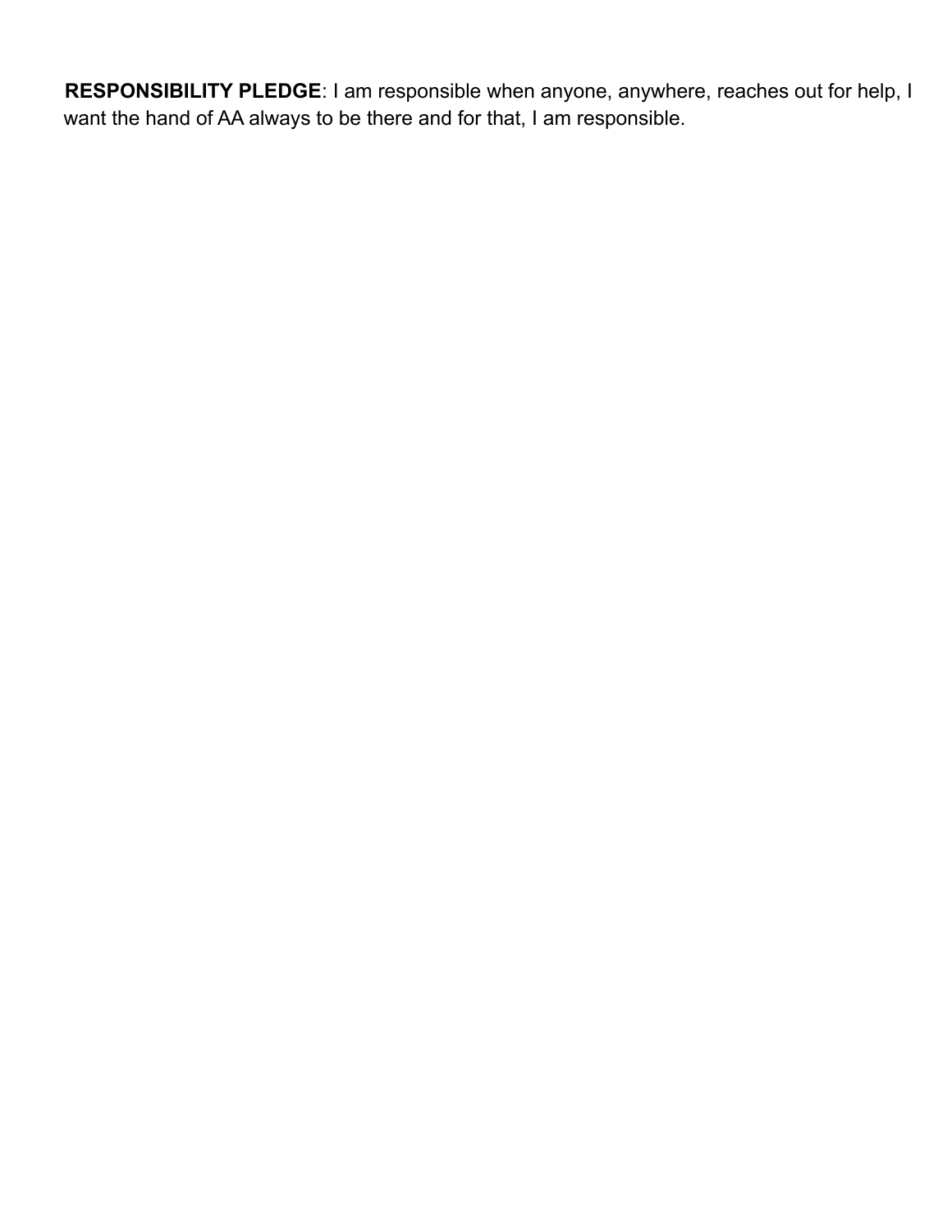**RESPONSIBILITY PLEDGE**: I am responsible when anyone, anywhere, reaches out for help, I want the hand of AA always to be there and for that, I am responsible.